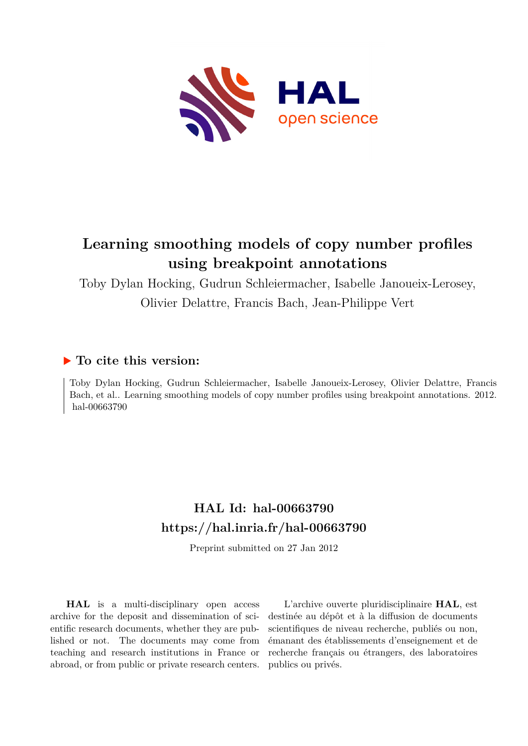# Learning smoothing models of copy number profiles using breakpoint annotations

Toby Dylan Hocking, Gudrun Schleiermacher, Isabelle Janoueix-Lerosey, Olivier Delattre, Francis Bach, Jean-Philippe Vert

### ▶ To cite this version:

Toby Dylan Hocking, Gudrun Schleiermacher, Isabelle Janoueix-Lerosey, Olivier Delattre, Francis Bach, et al.. Learning smoothing models of copy number profiles using breakpoint annotations. 2012. hal-00663790

## HAL Id: hal-00663790
## https://hal.inria.fr/hal-00663790

Preprint submitted on 27 Jan 2012

**HAL** is a multi-disciplinary open access archive for the deposit and dissemination of scientific research documents, whether they are published or not. The documents may come from teaching and research institutions in France or abroad, or from public or private research centers.

L'archive ouverte pluridisciplinaire **HAL**, est destinée au dépôt et à la diffusion de documents scientifiques de niveau recherche, publiés ou non, émanant des établissements d'enseignement et de recherche français ou étrangers, des laboratoires publics ou privés.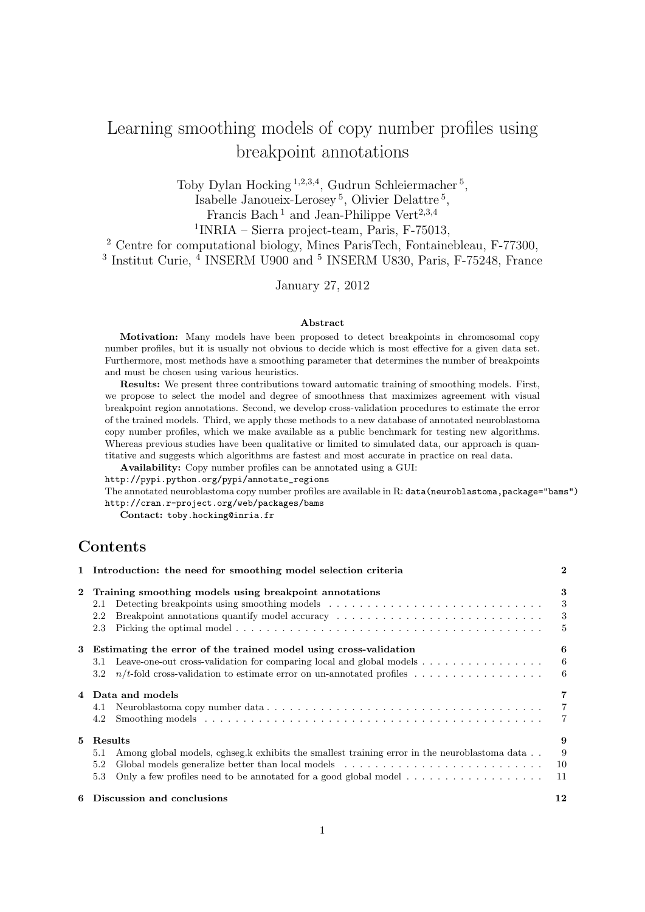# Learning smoothing models of copy number profiles using breakpoint annotations

Toby Dylan Hocking [1,2,3,4], Gudrun Schleiermacher [5],
Isabelle Janoueix-Lerosey [5], Olivier Delattre [5],
Francis Bach [1] and Jean-Philippe Vert [2,3,4]

[1]INRIA – Sierra project-team, Paris, F-75013,
[2] Centre for computational biology, Mines ParisTech, Fontainebleau, F-77300,
[3] Institut Curie, [4] INSERM U900 and [5] INSERM U830, Paris, F-75248, France

January 27, 2012

### Abstract

**Motivation:** Many models have been proposed to detect breakpoints in chromosomal copy number profiles, but it is usually not obvious to decide which is most effective for a given data set. Furthermore, most methods have a smoothing parameter that determines the number of breakpoints and must be chosen using various heuristics.

**Results:** We present three contributions toward automatic training of smoothing models. First, we propose to select the model and degree of smoothness that maximizes agreement with visual breakpoint region annotations. Second, we develop cross-validation procedures to estimate the error of the trained models. Third, we apply these methods to a new database of annotated neuroblastoma copy number profiles, which we make available as a public benchmark for testing new algorithms. Whereas previous studies have been qualitative or limited to simulated data, our approach is quantitative and suggests which algorithms are fastest and most accurate in practice on real data.

**Availability:** Copy number profiles can be annotated using a GUI:
`http://pypi.python.org/pypi/annotate_regions`
The annotated neuroblastoma copy number profiles are available in R: `data(neuroblastoma,package="bams")`
`http://cran.r-project.org/web/packages/bams`

**Contact:** `toby.hocking@inria.fr`

## Contents

- 1 Introduction: the need for smoothing model selection criteria — 2
- 2 Training smoothing models using breakpoint annotations — 3
  - 2.1 Detecting breakpoints using smoothing models — 3
  - 2.2 Breakpoint annotations quantify model accuracy — 3
  - 2.3 Picking the optimal model — 5
- 3 Estimating the error of the trained model using cross-validation — 6
  - 3.1 Leave-one-out cross-validation for comparing local and global models — 6
  - 3.2 $n/t$-fold cross-validation to estimate error on un-annotated profiles — 6
- 4 Data and models — 7
  - 4.1 Neuroblastoma copy number data — 7
  - 4.2 Smoothing models — 7
- 5 Results — 9
  - 5.1 Among global models, cghseg.k exhibits the smallest training error in the neuroblastoma data — 9
  - 5.2 Global models generalize better than local models — 10
  - 5.3 Only a few profiles need to be annotated for a good global model — 11
- 6 Discussion and conclusions — 12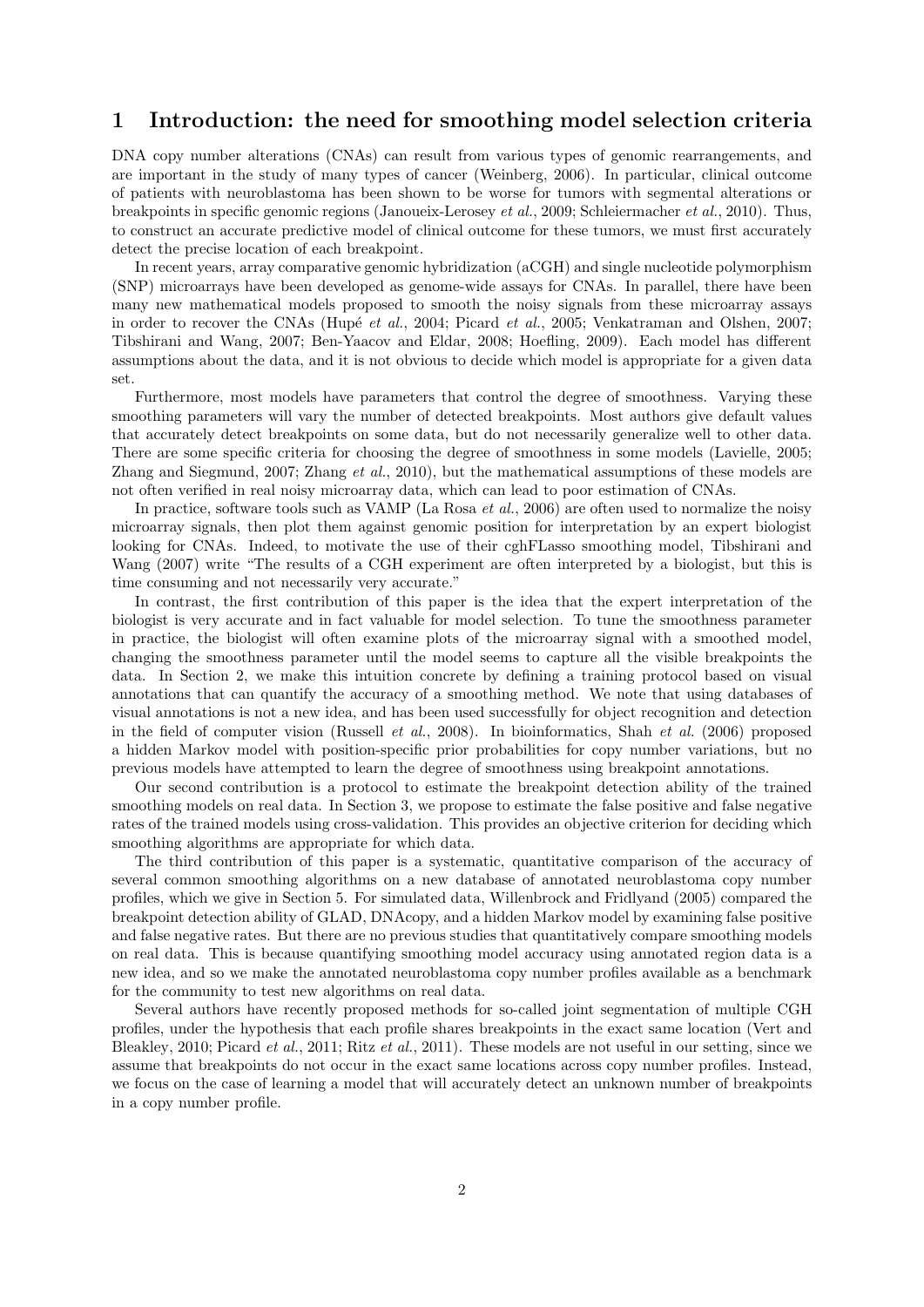# 1 Introduction: the need for smoothing model selection criteria

DNA copy number alterations (CNAs) can result from various types of genomic rearrangements, and are important in the study of many types of cancer (Weinberg, 2006). In particular, clinical outcome of patients with neuroblastoma has been shown to be worse for tumors with segmental alterations or breakpoints in specific genomic regions (Janoueix-Lerosey *et al.*, 2009; Schleiermacher *et al.*, 2010). Thus, to construct an accurate predictive model of clinical outcome for these tumors, we must first accurately detect the precise location of each breakpoint.

In recent years, array comparative genomic hybridization (aCGH) and single nucleotide polymorphism (SNP) microarrays have been developed as genome-wide assays for CNAs. In parallel, there have been many new mathematical models proposed to smooth the noisy signals from these microarray assays in order to recover the CNAs (Hupé *et al.*, 2004; Picard *et al.*, 2005; Venkatraman and Olshen, 2007; Tibshirani and Wang, 2007; Ben-Yaacov and Eldar, 2008; Hoefling, 2009). Each model has different assumptions about the data, and it is not obvious to decide which model is appropriate for a given data set.

Furthermore, most models have parameters that control the degree of smoothness. Varying these smoothing parameters will vary the number of detected breakpoints. Most authors give default values that accurately detect breakpoints on some data, but do not necessarily generalize well to other data. There are some specific criteria for choosing the degree of smoothness in some models (Lavielle, 2005; Zhang and Siegmund, 2007; Zhang *et al.*, 2010), but the mathematical assumptions of these models are not often verified in real noisy microarray data, which can lead to poor estimation of CNAs.

In practice, software tools such as VAMP (La Rosa *et al.*, 2006) are often used to normalize the noisy microarray signals, then plot them against genomic position for interpretation by an expert biologist looking for CNAs. Indeed, to motivate the use of their cghFLasso smoothing model, Tibshirani and Wang (2007) write "The results of a CGH experiment are often interpreted by a biologist, but this is time consuming and not necessarily very accurate."

In contrast, the first contribution of this paper is the idea that the expert interpretation of the biologist is very accurate and in fact valuable for model selection. To tune the smoothness parameter in practice, the biologist will often examine plots of the microarray signal with a smoothed model, changing the smoothness parameter until the model seems to capture all the visible breakpoints the data. In Section 2, we make this intuition concrete by defining a training protocol based on visual annotations that can quantify the accuracy of a smoothing method. We note that using databases of visual annotations is not a new idea, and has been used successfully for object recognition and detection in the field of computer vision (Russell *et al.*, 2008). In bioinformatics, Shah *et al.* (2006) proposed a hidden Markov model with position-specific prior probabilities for copy number variations, but no previous models have attempted to learn the degree of smoothness using breakpoint annotations.

Our second contribution is a protocol to estimate the breakpoint detection ability of the trained smoothing models on real data. In Section 3, we propose to estimate the false positive and false negative rates of the trained models using cross-validation. This provides an objective criterion for deciding which smoothing algorithms are appropriate for which data.

The third contribution of this paper is a systematic, quantitative comparison of the accuracy of several common smoothing algorithms on a new database of annotated neuroblastoma copy number profiles, which we give in Section 5. For simulated data, Willenbrock and Fridlyand (2005) compared the breakpoint detection ability of GLAD, DNAcopy, and a hidden Markov model by examining false positive and false negative rates. But there are no previous studies that quantitatively compare smoothing models on real data. This is because quantifying smoothing model accuracy using annotated region data is a new idea, and so we make the annotated neuroblastoma copy number profiles available as a benchmark for the community to test new algorithms on real data.

Several authors have recently proposed methods for so-called joint segmentation of multiple CGH profiles, under the hypothesis that each profile shares breakpoints in the exact same location (Vert and Bleakley, 2010; Picard *et al.*, 2011; Ritz *et al.*, 2011). These models are not useful in our setting, since we assume that breakpoints do not occur in the exact same locations across copy number profiles. Instead, we focus on the case of learning a model that will accurately detect an unknown number of breakpoints in a copy number profile.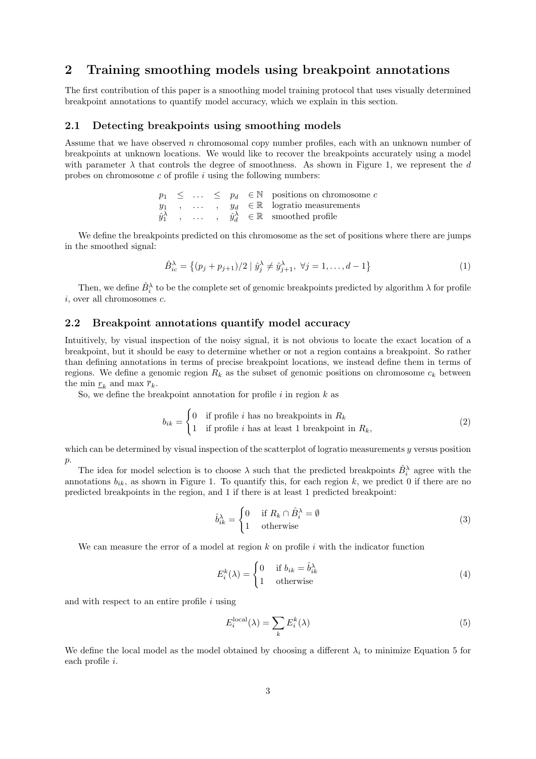## 2 Training smoothing models using breakpoint annotations

The first contribution of this paper is a smoothing model training protocol that uses visually determined breakpoint annotations to quantify model accuracy, which we explain in this section.

### 2.1 Detecting breakpoints using smoothing models

Assume that we have observed $n$ chromosomal copy number profiles, each with an unknown number of breakpoints at unknown locations. We would like to recover the breakpoints accurately using a model with parameter $\lambda$ that controls the degree of smoothness. As shown in Figure 1, we represent the $d$ probes on chromosome $c$ of profile $i$ using the following numbers:

$$
\begin{array}{ccccccl}
p_1 & \leq & \dots & \leq & p_d & \in \mathbb{N} & \text{positions on chromosome } c \\
y_1 & , & \dots & , & y_d & \in \mathbb{R} & \text{logratio measurements} \\
\hat{y}_1^\lambda & , & \dots & , & \hat{y}_d^\lambda & \in \mathbb{R} & \text{smoothed profile}
\end{array}
$$

We define the breakpoints predicted on this chromosome as the set of positions where there are jumps in the smoothed signal:

$$
\hat{B}_{ic}^\lambda = \left\{ (p_j + p_{j+1})/2 \mid \hat{y}_j^\lambda \neq \hat{y}_{j+1}^\lambda,\ \forall j = 1, \dots, d-1 \right\} \tag{1}
$$

Then, we define $\hat{B}_i^\lambda$ to be the complete set of genomic breakpoints predicted by algorithm $\lambda$ for profile $i$, over all chromosomes $c$.

### 2.2 Breakpoint annotations quantify model accuracy

Intuitively, by visual inspection of the noisy signal, it is not obvious to locate the exact location of a breakpoint, but it should be easy to determine whether or not a region contains a breakpoint. So rather than defining annotations in terms of precise breakpoint locations, we instead define them in terms of regions. We define a genomic region $R_k$ as the subset of genomic positions on chromosome $c_k$ between the min $\underline{r}_k$ and max $\overline{r}_k$.

So, we define the breakpoint annotation for profile $i$ in region $k$ as

$$
b_{ik} = \begin{cases} 0 & \text{if profile } i \text{ has no breakpoints in } R_k \\ 1 & \text{if profile } i \text{ has at least 1 breakpoint in } R_k, \end{cases} \tag{2}
$$

which can be determined by visual inspection of the scatterplot of logratio measurements $y$ versus position $p$.

The idea for model selection is to choose $\lambda$ such that the predicted breakpoints $\hat{B}_i^\lambda$ agree with the annotations $b_{ik}$, as shown in Figure 1. To quantify this, for each region $k$, we predict 0 if there are no predicted breakpoints in the region, and 1 if there is at least 1 predicted breakpoint:

$$
\hat{b}_{ik}^\lambda = \begin{cases} 0 & \text{if } R_k \cap \hat{B}_i^\lambda = \emptyset \\ 1 & \text{otherwise} \end{cases} \tag{3}
$$

We can measure the error of a model at region $k$ on profile $i$ with the indicator function

$$
E_i^k(\lambda) = \begin{cases} 0 & \text{if } b_{ik} = \hat{b}_{ik}^\lambda \\ 1 & \text{otherwise} \end{cases} \tag{4}
$$

and with respect to an entire profile $i$ using

$$
E_i^{\text{local}}(\lambda) = \sum_k E_i^k(\lambda) \tag{5}
$$

We define the local model as the model obtained by choosing a different $\lambda_i$ to minimize Equation 5 for each profile $i$.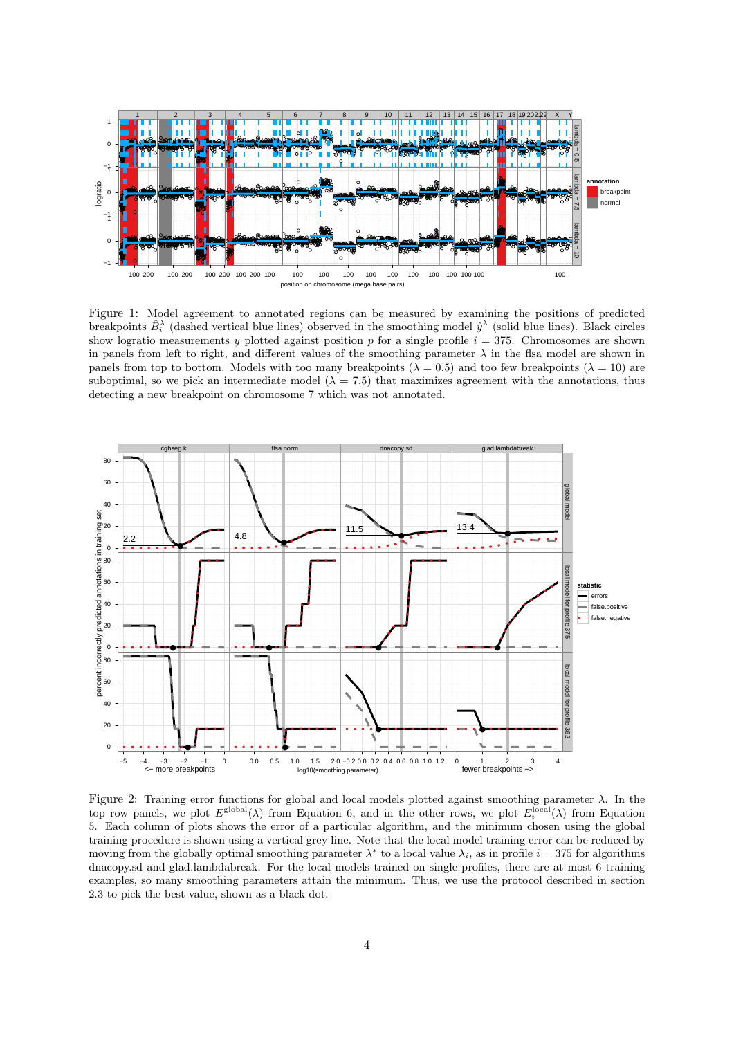Figure 1: Model agreement to annotated regions can be measured by examining the positions of predicted breakpoints $\hat{B}_i^\lambda$ (dashed vertical blue lines) observed in the smoothing model $\hat{y}^\lambda$ (solid blue lines). Black circles show logratio measurements $y$ plotted against position $p$ for a single profile $i = 375$. Chromosomes are shown in panels from left to right, and different values of the smoothing parameter $\lambda$ in the flsa model are shown in panels from top to bottom. Models with too many breakpoints ($\lambda = 0.5$) and too few breakpoints ($\lambda = 10$) are suboptimal, so we pick an intermediate model ($\lambda = 7.5$) that maximizes agreement with the annotations, thus detecting a new breakpoint on chromosome 7 which was not annotated.

Figure 2: Training error functions for global and local models plotted against smoothing parameter $\lambda$. In the top row panels, we plot $E^{\text{global}}(\lambda)$ from Equation 6, and in the other rows, we plot $E_i^{\text{local}}(\lambda)$ from Equation 5. Each column of plots shows the error of a particular algorithm, and the minimum chosen using the global training procedure is shown using a vertical grey line. Note that the local model training error can be reduced by moving from the globally optimal smoothing parameter $\lambda^*$ to a local value $\lambda_i$, as in profile $i = 375$ for algorithms dnacopy.sd and glad.lambdabreak. For the local models trained on single profiles, there are at most 6 training examples, so many smoothing parameters attain the minimum. Thus, we use the protocol described in section 2.3 to pick the best value, shown as a black dot.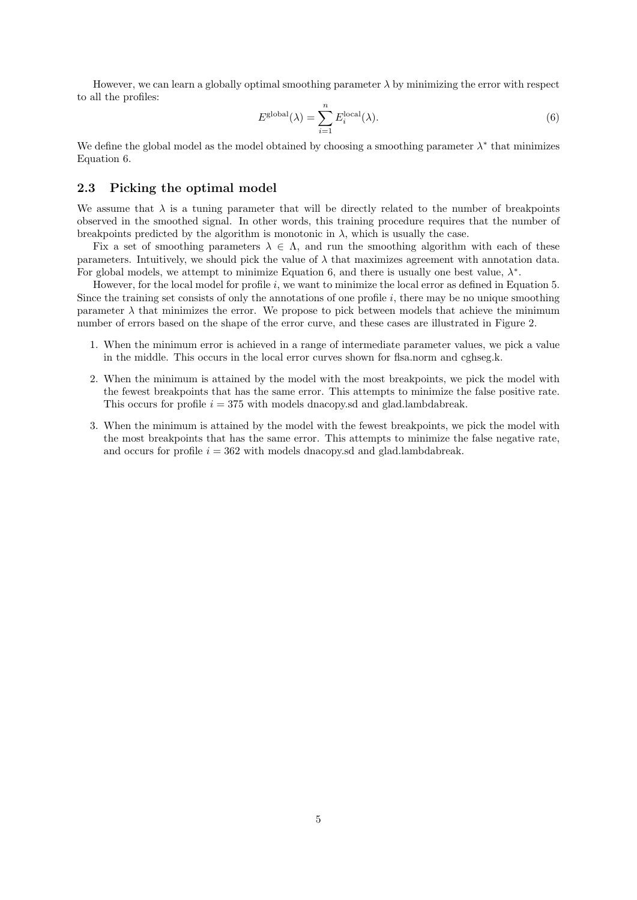However, we can learn a globally optimal smoothing parameter $\lambda$ by minimizing the error with respect to all the profiles:

$$E^{\text{global}}(\lambda) = \sum_{i=1}^{n} E_i^{\text{local}}(\lambda). \tag{6}$$

We define the global model as the model obtained by choosing a smoothing parameter $\lambda^*$ that minimizes Equation 6.

### 2.3 Picking the optimal model

We assume that $\lambda$ is a tuning parameter that will be directly related to the number of breakpoints observed in the smoothed signal. In other words, this training procedure requires that the number of breakpoints predicted by the algorithm is monotonic in $\lambda$, which is usually the case.

Fix a set of smoothing parameters $\lambda \in \Lambda$, and run the smoothing algorithm with each of these parameters. Intuitively, we should pick the value of $\lambda$ that maximizes agreement with annotation data. For global models, we attempt to minimize Equation 6, and there is usually one best value, $\lambda^*$.

However, for the local model for profile $i$, we want to minimize the local error as defined in Equation 5. Since the training set consists of only the annotations of one profile $i$, there may be no unique smoothing parameter $\lambda$ that minimizes the error. We propose to pick between models that achieve the minimum number of errors based on the shape of the error curve, and these cases are illustrated in Figure 2.

1. When the minimum error is achieved in a range of intermediate parameter values, we pick a value in the middle. This occurs in the local error curves shown for flsa.norm and cghseg.k.
2. When the minimum is attained by the model with the most breakpoints, we pick the model with the fewest breakpoints that has the same error. This attempts to minimize the false positive rate. This occurs for profile $i = 375$ with models dnacopy.sd and glad.lambdabreak.
3. When the minimum is attained by the model with the fewest breakpoints, we pick the model with the most breakpoints that has the same error. This attempts to minimize the false negative rate, and occurs for profile $i = 362$ with models dnacopy.sd and glad.lambdabreak.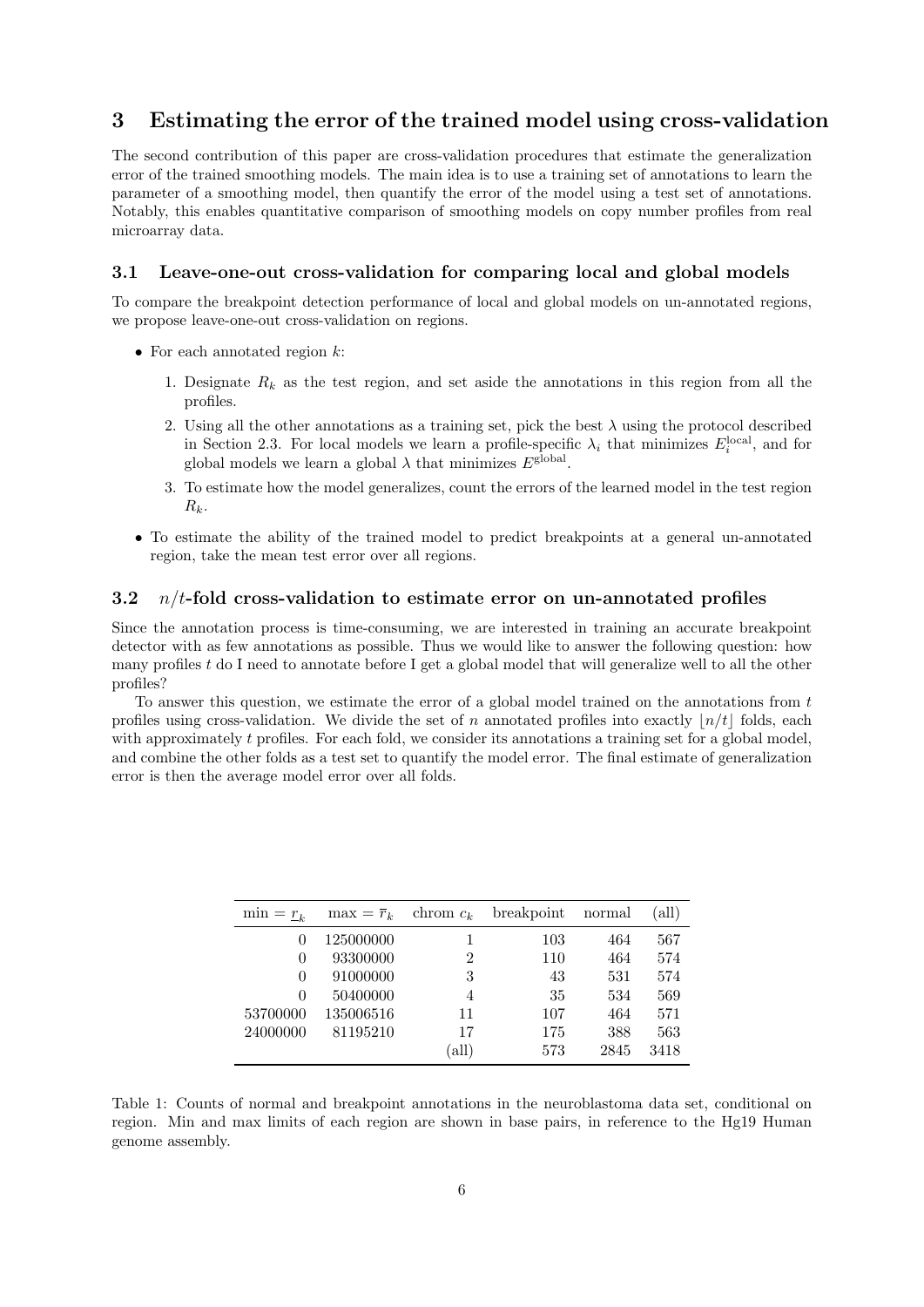## 3 Estimating the error of the trained model using cross-validation

The second contribution of this paper are cross-validation procedures that estimate the generalization error of the trained smoothing models. The main idea is to use a training set of annotations to learn the parameter of a smoothing model, then quantify the error of the model using a test set of annotations. Notably, this enables quantitative comparison of smoothing models on copy number profiles from real microarray data.

### 3.1 Leave-one-out cross-validation for comparing local and global models

To compare the breakpoint detection performance of local and global models on un-annotated regions, we propose leave-one-out cross-validation on regions.

- For each annotated region $k$:
  1. Designate $R_k$ as the test region, and set aside the annotations in this region from all the profiles.
  2. Using all the other annotations as a training set, pick the best $\lambda$ using the protocol described in Section 2.3. For local models we learn a profile-specific $\lambda_i$ that minimizes $E_i^{\text{local}}$, and for global models we learn a global $\lambda$ that minimizes $E^{\text{global}}$.
  3. To estimate how the model generalizes, count the errors of the learned model in the test region $R_k$.
- To estimate the ability of the trained model to predict breakpoints at a general un-annotated region, take the mean test error over all regions.

### 3.2 $n/t$-fold cross-validation to estimate error on un-annotated profiles

Since the annotation process is time-consuming, we are interested in training an accurate breakpoint detector with as few annotations as possible. Thus we would like to answer the following question: how many profiles $t$ do I need to annotate before I get a global model that will generalize well to all the other profiles?

To answer this question, we estimate the error of a global model trained on the annotations from $t$ profiles using cross-validation. We divide the set of $n$ annotated profiles into exactly $\lfloor n/t \rfloor$ folds, each with approximately $t$ profiles. For each fold, we consider its annotations a training set for a global model, and combine the other folds as a test set to quantify the model error. The final estimate of generalization error is then the average model error over all folds.

| min = $\underline{r}_k$ | max = $\overline{r}_k$ | chrom $c_k$ | breakpoint | normal | (all) |
|---:|---:|---:|---:|---:|---:|
| 0 | 125000000 | 1 | 103 | 464 | 567 |
| 0 | 93300000 | 2 | 110 | 464 | 574 |
| 0 | 91000000 | 3 | 43 | 531 | 574 |
| 0 | 50400000 | 4 | 35 | 534 | 569 |
| 53700000 | 135006516 | 11 | 107 | 464 | 571 |
| 24000000 | 81195210 | 17 | 175 | 388 | 563 |
| | | (all) | 573 | 2845 | 3418 |

Table 1: Counts of normal and breakpoint annotations in the neuroblastoma data set, conditional on region. Min and max limits of each region are shown in base pairs, in reference to the Hg19 Human genome assembly.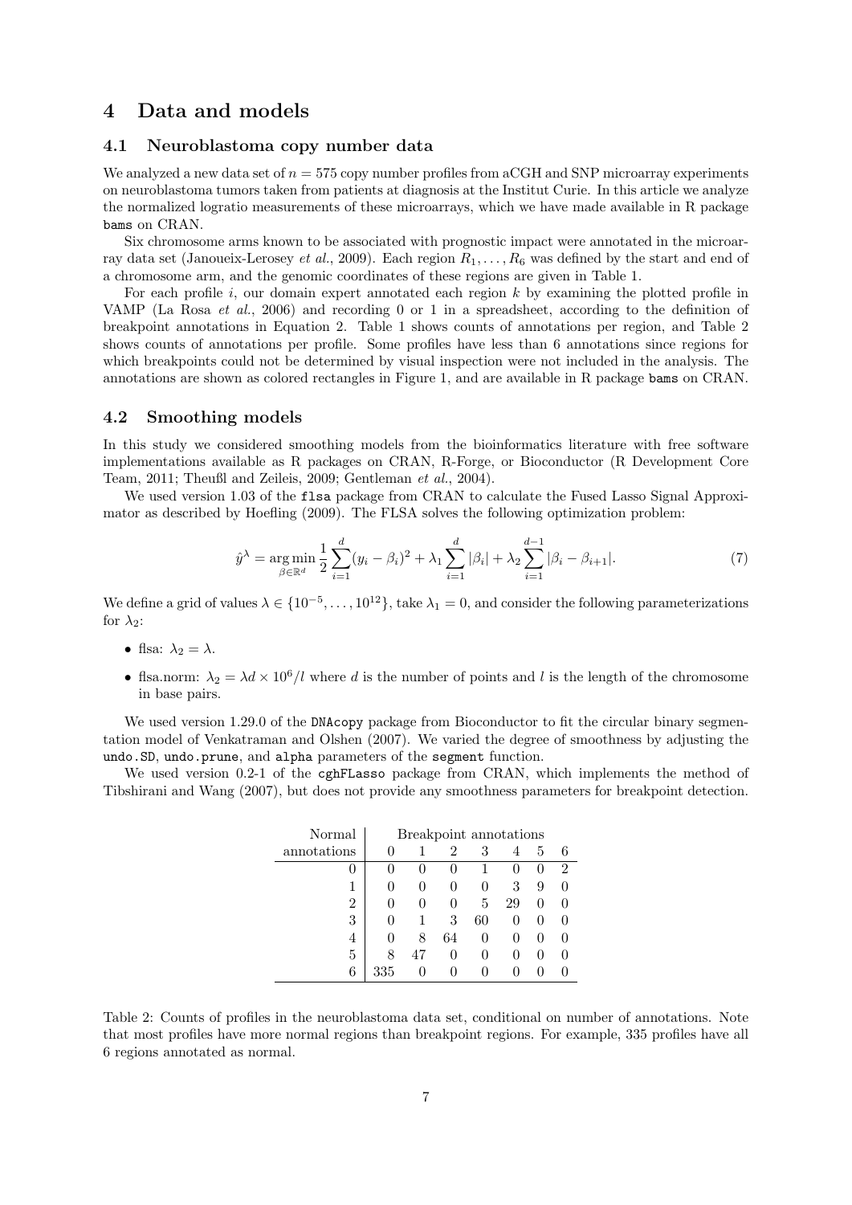# 4 Data and models

## 4.1 Neuroblastoma copy number data

We analyzed a new data set of $n = 575$ copy number profiles from aCGH and SNP microarray experiments on neuroblastoma tumors taken from patients at diagnosis at the Institut Curie. In this article we analyze the normalized logratio measurements of these microarrays, which we have made available in R package `bams` on CRAN.

Six chromosome arms known to be associated with prognostic impact were annotated in the microarray data set (Janoueix-Lerosey *et al.*, 2009). Each region $R_1, \dots, R_6$ was defined by the start and end of a chromosome arm, and the genomic coordinates of these regions are given in Table 1.

For each profile $i$, our domain expert annotated each region $k$ by examining the plotted profile in VAMP (La Rosa *et al.*, 2006) and recording 0 or 1 in a spreadsheet, according to the definition of breakpoint annotations in Equation 2. Table 1 shows counts of annotations per region, and Table 2 shows counts of annotations per profile. Some profiles have less than 6 annotations since regions for which breakpoints could not be determined by visual inspection were not included in the analysis. The annotations are shown as colored rectangles in Figure 1, and are available in R package `bams` on CRAN.

## 4.2 Smoothing models

In this study we considered smoothing models from the bioinformatics literature with free software implementations available as R packages on CRAN, R-Forge, or Bioconductor (R Development Core Team, 2011; Theußl and Zeileis, 2009; Gentleman *et al.*, 2004).

We used version 1.03 of the `flsa` package from CRAN to calculate the Fused Lasso Signal Approximator as described by Hoefling (2009). The FLSA solves the following optimization problem:

$$\hat{y}^\lambda = \operatorname*{arg\,min}_{\beta \in \mathbb{R}^d} \frac{1}{2} \sum_{i=1}^{d} (y_i - \beta_i)^2 + \lambda_1 \sum_{i=1}^{d} |\beta_i| + \lambda_2 \sum_{i=1}^{d-1} |\beta_i - \beta_{i+1}|. \tag{7}$$

We define a grid of values $\lambda \in \{10^{-5}, \dots, 10^{12}\}$, take $\lambda_1 = 0$, and consider the following parameterizations for $\lambda_2$:

- flsa: $\lambda_2 = \lambda$.
- flsa.norm: $\lambda_2 = \lambda d \times 10^6 / l$ where $d$ is the number of points and $l$ is the length of the chromosome in base pairs.

We used version 1.29.0 of the `DNAcopy` package from Bioconductor to fit the circular binary segmentation model of Venkatraman and Olshen (2007). We varied the degree of smoothness by adjusting the `undo.SD`, `undo.prune`, and `alpha` parameters of the `segment` function.

We used version 0.2-1 of the `cghFLasso` package from CRAN, which implements the method of Tibshirani and Wang (2007), but does not provide any smoothness parameters for breakpoint detection.

| Normal | Breakpoint annotations | | | | | | |
|---|---|---|---|---|---|---|---|
| annotations | 0 | 1 | 2 | 3 | 4 | 5 | 6 |
| 0 | 0 | 0 | 0 | 1 | 0 | 0 | 2 |
| 1 | 0 | 0 | 0 | 0 | 3 | 9 | 0 |
| 2 | 0 | 0 | 0 | 5 | 29 | 0 | 0 |
| 3 | 0 | 1 | 3 | 60 | 0 | 0 | 0 |
| 4 | 0 | 8 | 64 | 0 | 0 | 0 | 0 |
| 5 | 8 | 47 | 0 | 0 | 0 | 0 | 0 |
| 6 | 335 | 0 | 0 | 0 | 0 | 0 | 0 |

Table 2: Counts of profiles in the neuroblastoma data set, conditional on number of annotations. Note that most profiles have more normal regions than breakpoint regions. For example, 335 profiles have all 6 regions annotated as normal.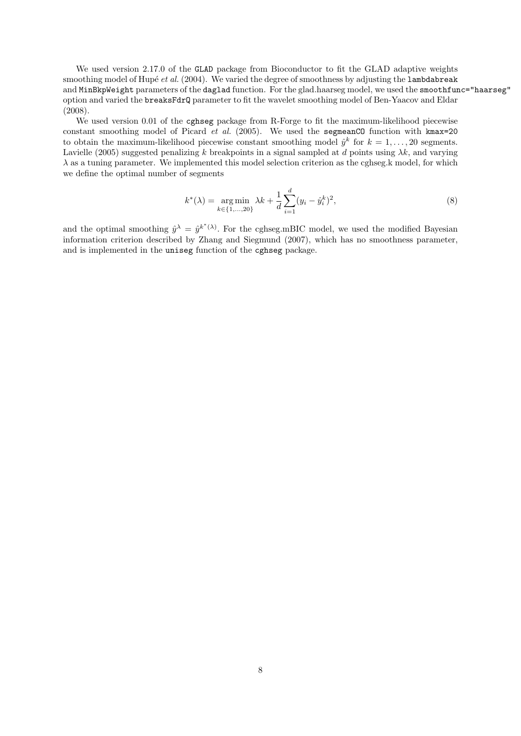We used version 2.17.0 of the `GLAD` package from Bioconductor to fit the GLAD adaptive weights smoothing model of Hupé *et al.* (2004). We varied the degree of smoothness by adjusting the `lambdabreak` and `MinBkpWeight` parameters of the `daglad` function. For the glad.haarseg model, we used the `smoothfunc="haarseg"` option and varied the `breaksFdrQ` parameter to fit the wavelet smoothing model of Ben-Yaacov and Eldar (2008).

We used version 0.01 of the `cghseg` package from R-Forge to fit the maximum-likelihood piecewise constant smoothing model of Picard *et al.* (2005). We used the `segmeanCO` function with `kmax=20` to obtain the maximum-likelihood piecewise constant smoothing model $\hat{y}^k$ for $k = 1, \ldots, 20$ segments. Lavielle (2005) suggested penalizing $k$ breakpoints in a signal sampled at $d$ points using $\lambda k$, and varying $\lambda$ as a tuning parameter. We implemented this model selection criterion as the cghseg.k model, for which we define the optimal number of segments

$$k^*(\lambda) = \operatorname*{arg\,min}_{k \in \{1,\ldots,20\}} \lambda k + \frac{1}{d} \sum_{i=1}^{d} (y_i - \hat{y}_i^k)^2, \tag{8}$$

and the optimal smoothing $\hat{y}^\lambda = \hat{y}^{k^*(\lambda)}$. For the cghseg.mBIC model, we used the modified Bayesian information criterion described by Zhang and Siegmund (2007), which has no smoothness parameter, and is implemented in the `uniseg` function of the `cghseg` package.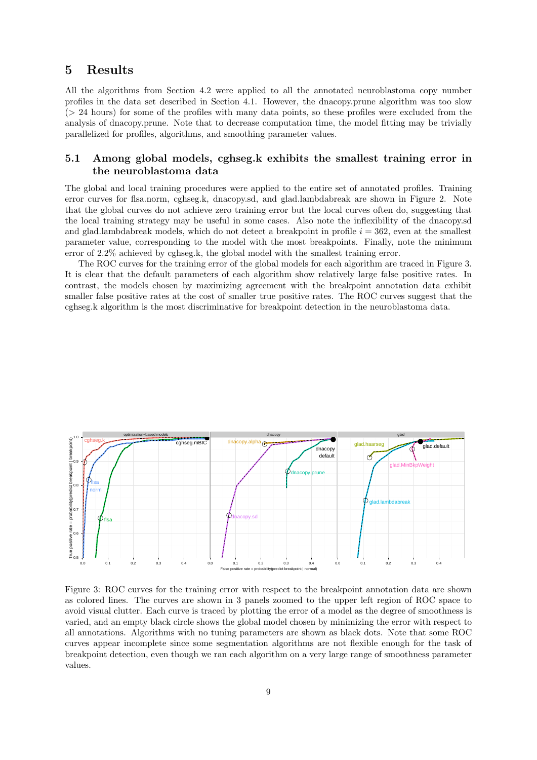# 5 Results

All the algorithms from Section 4.2 were applied to all the annotated neuroblastoma copy number profiles in the data set described in Section 4.1. However, the dnacopy.prune algorithm was too slow (> 24 hours) for some of the profiles with many data points, so these profiles were excluded from the analysis of dnacopy.prune. Note that to decrease computation time, the model fitting may be trivially parallelized for profiles, algorithms, and smoothing parameter values.

## 5.1 Among global models, cghseg.k exhibits the smallest training error in the neuroblastoma data

The global and local training procedures were applied to the entire set of annotated profiles. Training error curves for flsa.norm, cghseg.k, dnacopy.sd, and glad.lambdabreak are shown in Figure 2. Note that the global curves do not achieve zero training error but the local curves often do, suggesting that the local training strategy may be useful in some cases. Also note the inflexibility of the dnacopy.sd and glad.lambdabreak models, which do not detect a breakpoint in profile $i = 362$, even at the smallest parameter value, corresponding to the model with the most breakpoints. Finally, note the minimum error of 2.2% achieved by cghseg.k, the global model with the smallest training error.

The ROC curves for the training error of the global models for each algorithm are traced in Figure 3. It is clear that the default parameters of each algorithm show relatively large false positive rates. In contrast, the models chosen by maximizing agreement with the breakpoint annotation data exhibit smaller false positive rates at the cost of smaller true positive rates. The ROC curves suggest that the cghseg.k algorithm is the most discriminative for breakpoint detection in the neuroblastoma data.

Figure 3: ROC curves for the training error with respect to the breakpoint annotation data are shown as colored lines. The curves are shown in 3 panels zoomed to the upper left region of ROC space to avoid visual clutter. Each curve is traced by plotting the error of a model as the degree of smoothness is varied, and an empty black circle shows the global model chosen by minimizing the error with respect to all annotations. Algorithms with no tuning parameters are shown as black dots. Note that some ROC curves appear incomplete since some segmentation algorithms are not flexible enough for the task of breakpoint detection, even though we ran each algorithm on a very large range of smoothness parameter values.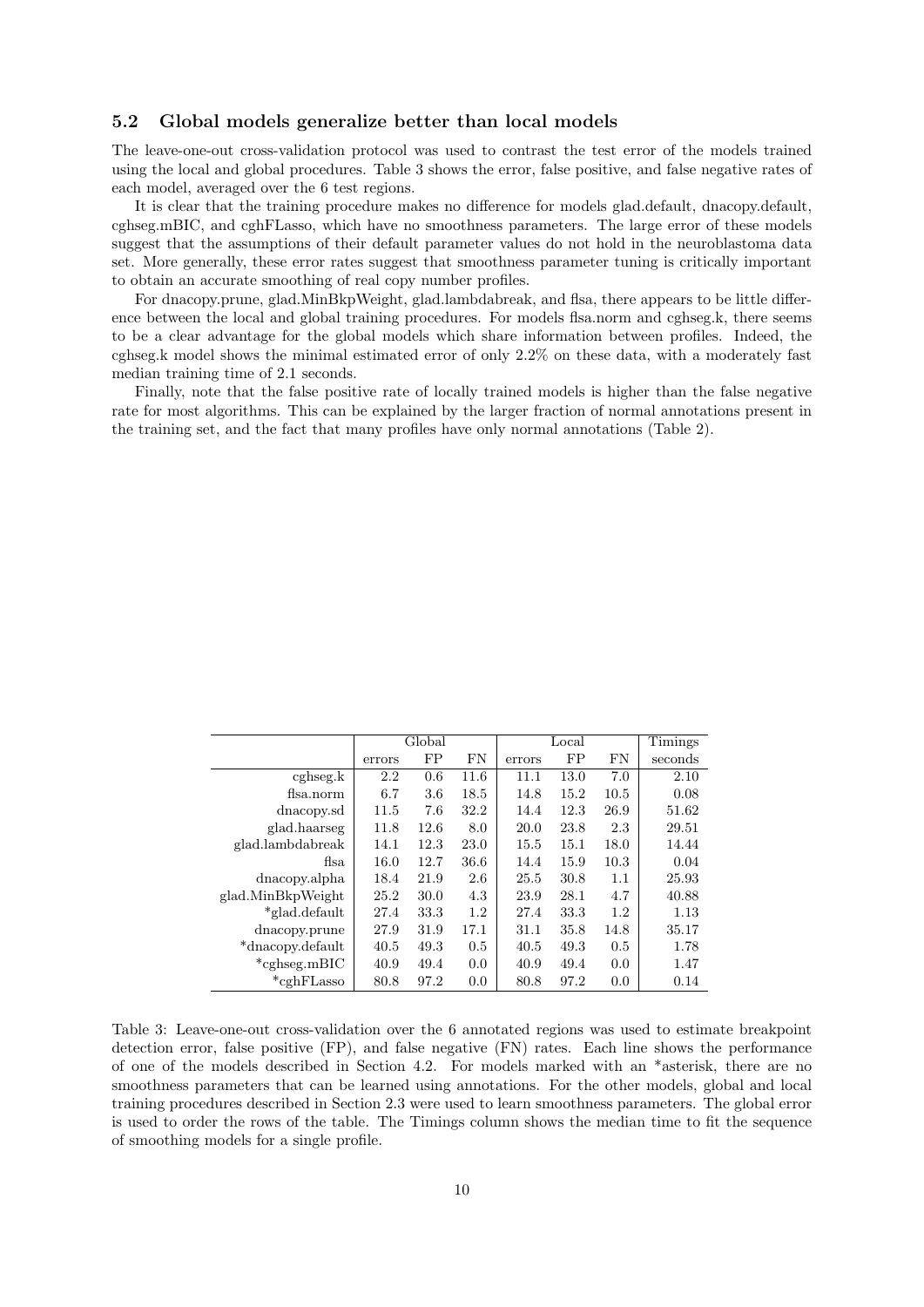### 5.2 Global models generalize better than local models

The leave-one-out cross-validation protocol was used to contrast the test error of the models trained using the local and global procedures. Table 3 shows the error, false positive, and false negative rates of each model, averaged over the 6 test regions.

It is clear that the training procedure makes no difference for models glad.default, dnacopy.default, cghseg.mBIC, and cghFLasso, which have no smoothness parameters. The large error of these models suggest that the assumptions of their default parameter values do not hold in the neuroblastoma data set. More generally, these error rates suggest that smoothness parameter tuning is critically important to obtain an accurate smoothing of real copy number profiles.

For dnacopy.prune, glad.MinBkpWeight, glad.lambdabreak, and flsa, there appears to be little difference between the local and global training procedures. For models flsa.norm and cghseg.k, there seems to be a clear advantage for the global models which share information between profiles. Indeed, the cghseg.k model shows the minimal estimated error of only 2.2% on these data, with a moderately fast median training time of 2.1 seconds.

Finally, note that the false positive rate of locally trained models is higher than the false negative rate for most algorithms. This can be explained by the larger fraction of normal annotations present in the training set, and the fact that many profiles have only normal annotations (Table 2).

| | Global | | | Local | | | Timings |
|---|---|---|---|---|---|---|---|
| | errors | FP | FN | errors | FP | FN | seconds |
| cghseg.k | 2.2 | 0.6 | 11.6 | 11.1 | 13.0 | 7.0 | 2.10 |
| flsa.norm | 6.7 | 3.6 | 18.5 | 14.8 | 15.2 | 10.5 | 0.08 |
| dnacopy.sd | 11.5 | 7.6 | 32.2 | 14.4 | 12.3 | 26.9 | 51.62 |
| glad.haarseg | 11.8 | 12.6 | 8.0 | 20.0 | 23.8 | 2.3 | 29.51 |
| glad.lambdabreak | 14.1 | 12.3 | 23.0 | 15.5 | 15.1 | 18.0 | 14.44 |
| flsa | 16.0 | 12.7 | 36.6 | 14.4 | 15.9 | 10.3 | 0.04 |
| dnacopy.alpha | 18.4 | 21.9 | 2.6 | 25.5 | 30.8 | 1.1 | 25.93 |
| glad.MinBkpWeight | 25.2 | 30.0 | 4.3 | 23.9 | 28.1 | 4.7 | 40.88 |
| *glad.default | 27.4 | 33.3 | 1.2 | 27.4 | 33.3 | 1.2 | 1.13 |
| dnacopy.prune | 27.9 | 31.9 | 17.1 | 31.1 | 35.8 | 14.8 | 35.17 |
| *dnacopy.default | 40.5 | 49.3 | 0.5 | 40.5 | 49.3 | 0.5 | 1.78 |
| *cghseg.mBIC | 40.9 | 49.4 | 0.0 | 40.9 | 49.4 | 0.0 | 1.47 |
| *cghFLasso | 80.8 | 97.2 | 0.0 | 80.8 | 97.2 | 0.0 | 0.14 |

Table 3: Leave-one-out cross-validation over the 6 annotated regions was used to estimate breakpoint detection error, false positive (FP), and false negative (FN) rates. Each line shows the performance of one of the models described in Section 4.2. For models marked with an *asterisk, there are no smoothness parameters that can be learned using annotations. For the other models, global and local training procedures described in Section 2.3 were used to learn smoothness parameters. The global error is used to order the rows of the table. The Timings column shows the median time to fit the sequence of smoothing models for a single profile.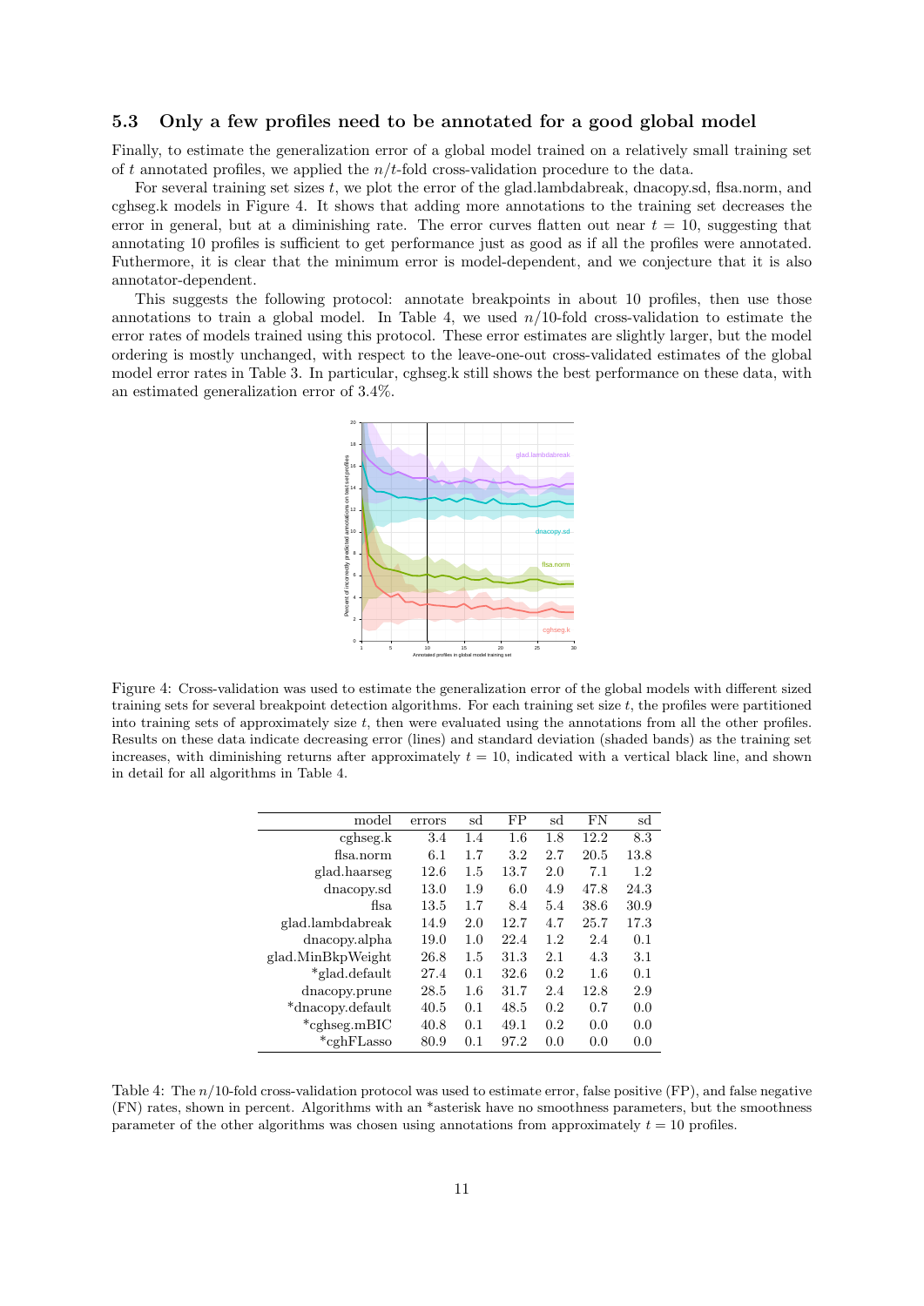### 5.3 Only a few profiles need to be annotated for a good global model

Finally, to estimate the generalization error of a global model trained on a relatively small training set of $t$ annotated profiles, we applied the $n/t$-fold cross-validation procedure to the data.

For several training set sizes $t$, we plot the error of the glad.lambdabreak, dnacopy.sd, flsa.norm, and cghseg.k models in Figure 4. It shows that adding more annotations to the training set decreases the error in general, but at a diminishing rate. The error curves flatten out near $t = 10$, suggesting that annotating 10 profiles is sufficient to get performance just as good as if all the profiles were annotated. Futhermore, it is clear that the minimum error is model-dependent, and we conjecture that it is also annotator-dependent.

This suggests the following protocol: annotate breakpoints in about 10 profiles, then use those annotations to train a global model. In Table 4, we used $n/10$-fold cross-validation to estimate the error rates of models trained using this protocol. These error estimates are slightly larger, but the model ordering is mostly unchanged, with respect to the leave-one-out cross-validated estimates of the global model error rates in Table 3. In particular, cghseg.k still shows the best performance on these data, with an estimated generalization error of 3.4%.

Figure 4: Cross-validation was used to estimate the generalization error of the global models with different sized training sets for several breakpoint detection algorithms. For each training set size $t$, the profiles were partitioned into training sets of approximately size $t$, then were evaluated using the annotations from all the other profiles. Results on these data indicate decreasing error (lines) and standard deviation (shaded bands) as the training set increases, with diminishing returns after approximately $t = 10$, indicated with a vertical black line, and shown in detail for all algorithms in Table 4.

| model | errors | sd | FP | sd | FN | sd |
|---:|---:|---:|---:|---:|---:|---:|
| cghseg.k | 3.4 | 1.4 | 1.6 | 1.8 | 12.2 | 8.3 |
| flsa.norm | 6.1 | 1.7 | 3.2 | 2.7 | 20.5 | 13.8 |
| glad.haarseg | 12.6 | 1.5 | 13.7 | 2.0 | 7.1 | 1.2 |
| dnacopy.sd | 13.0 | 1.9 | 6.0 | 4.9 | 47.8 | 24.3 |
| flsa | 13.5 | 1.7 | 8.4 | 5.4 | 38.6 | 30.9 |
| glad.lambdabreak | 14.9 | 2.0 | 12.7 | 4.7 | 25.7 | 17.3 |
| dnacopy.alpha | 19.0 | 1.0 | 22.4 | 1.2 | 2.4 | 0.1 |
| glad.MinBkpWeight | 26.8 | 1.5 | 31.3 | 2.1 | 4.3 | 3.1 |
| *glad.default | 27.4 | 0.1 | 32.6 | 0.2 | 1.6 | 0.1 |
| dnacopy.prune | 28.5 | 1.6 | 31.7 | 2.4 | 12.8 | 2.9 |
| *dnacopy.default | 40.5 | 0.1 | 48.5 | 0.2 | 0.7 | 0.0 |
| *cghseg.mBIC | 40.8 | 0.1 | 49.1 | 0.2 | 0.0 | 0.0 |
| *cghFLasso | 80.9 | 0.1 | 97.2 | 0.0 | 0.0 | 0.0 |

Table 4: The $n/10$-fold cross-validation protocol was used to estimate error, false positive (FP), and false negative (FN) rates, shown in percent. Algorithms with an *asterisk have no smoothness parameters, but the smoothness parameter of the other algorithms was chosen using annotations from approximately $t = 10$ profiles.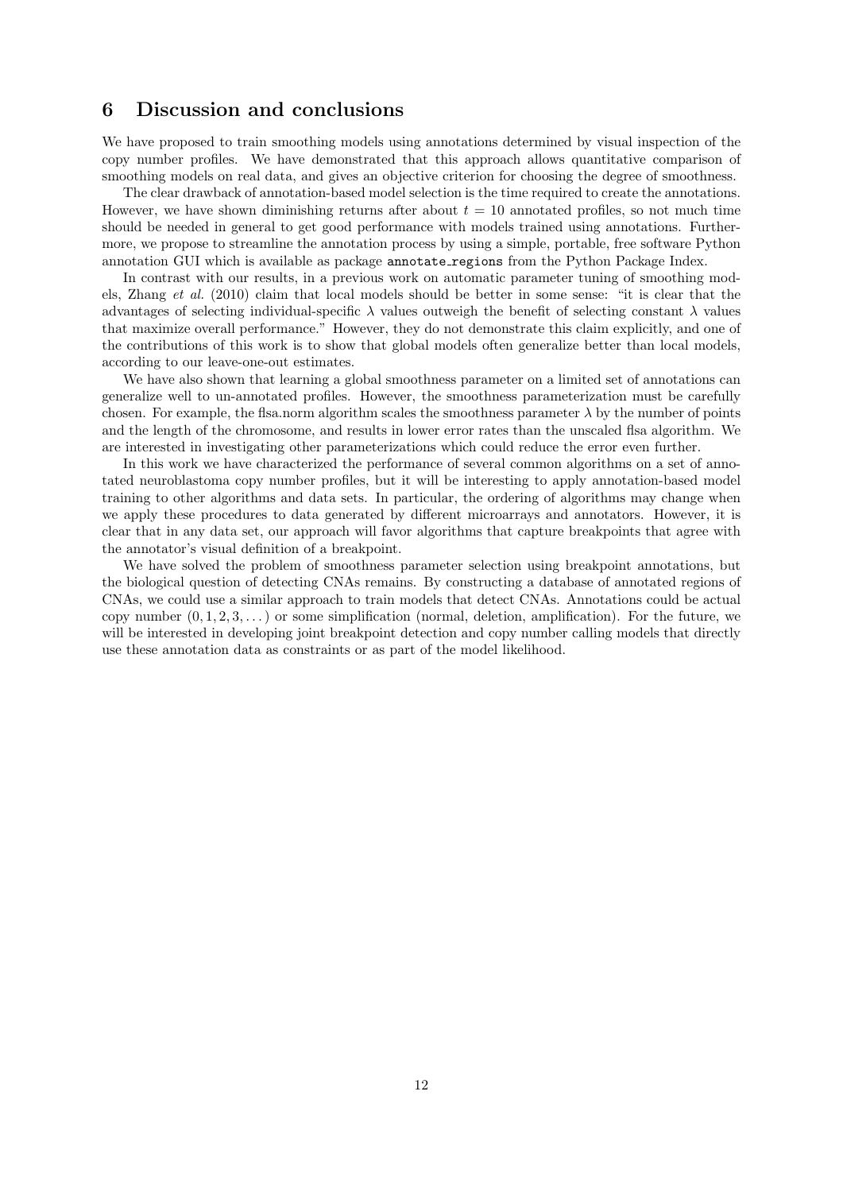# 6 Discussion and conclusions

We have proposed to train smoothing models using annotations determined by visual inspection of the copy number profiles. We have demonstrated that this approach allows quantitative comparison of smoothing models on real data, and gives an objective criterion for choosing the degree of smoothness.

The clear drawback of annotation-based model selection is the time required to create the annotations. However, we have shown diminishing returns after about $t = 10$ annotated profiles, so not much time should be needed in general to get good performance with models trained using annotations. Furthermore, we propose to streamline the annotation process by using a simple, portable, free software Python annotation GUI which is available as package `annotate_regions` from the Python Package Index.

In contrast with our results, in a previous work on automatic parameter tuning of smoothing models, Zhang *et al.* (2010) claim that local models should be better in some sense: "it is clear that the advantages of selecting individual-specific $\lambda$ values outweigh the benefit of selecting constant $\lambda$ values that maximize overall performance." However, they do not demonstrate this claim explicitly, and one of the contributions of this work is to show that global models often generalize better than local models, according to our leave-one-out estimates.

We have also shown that learning a global smoothness parameter on a limited set of annotations can generalize well to un-annotated profiles. However, the smoothness parameterization must be carefully chosen. For example, the flsa.norm algorithm scales the smoothness parameter $\lambda$ by the number of points and the length of the chromosome, and results in lower error rates than the unscaled flsa algorithm. We are interested in investigating other parameterizations which could reduce the error even further.

In this work we have characterized the performance of several common algorithms on a set of annotated neuroblastoma copy number profiles, but it will be interesting to apply annotation-based model training to other algorithms and data sets. In particular, the ordering of algorithms may change when we apply these procedures to data generated by different microarrays and annotators. However, it is clear that in any data set, our approach will favor algorithms that capture breakpoints that agree with the annotator's visual definition of a breakpoint.

We have solved the problem of smoothness parameter selection using breakpoint annotations, but the biological question of detecting CNAs remains. By constructing a database of annotated regions of CNAs, we could use a similar approach to train models that detect CNAs. Annotations could be actual copy number $(0, 1, 2, 3, \dots)$ or some simplification (normal, deletion, amplification). For the future, we will be interested in developing joint breakpoint detection and copy number calling models that directly use these annotation data as constraints or as part of the model likelihood.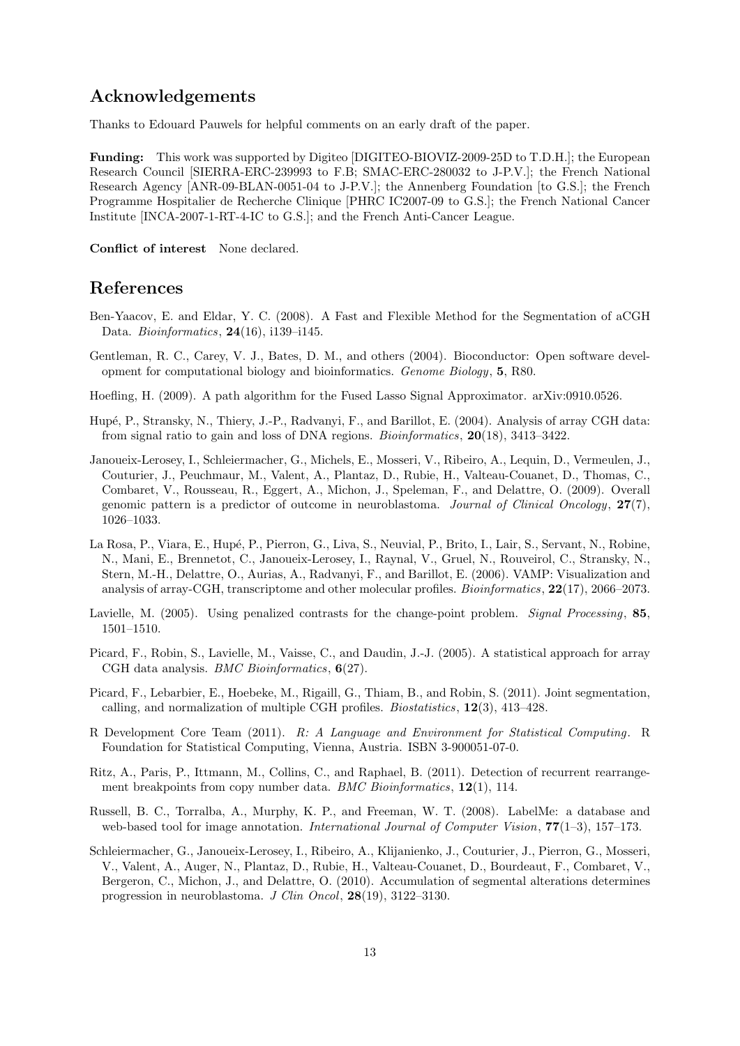## Acknowledgements

Thanks to Edouard Pauwels for helpful comments on an early draft of the paper.

**Funding:** This work was supported by Digiteo [DIGITEO-BIOVIZ-2009-25D to T.D.H.]; the European Research Council [SIERRA-ERC-239993 to F.B; SMAC-ERC-280032 to J-P.V.]; the French National Research Agency [ANR-09-BLAN-0051-04 to J-P.V.]; the Annenberg Foundation [to G.S.]; the French Programme Hospitalier de Recherche Clinique [PHRC IC2007-09 to G.S.]; the French National Cancer Institute [INCA-2007-1-RT-4-IC to G.S.]; and the French Anti-Cancer League.

**Conflict of interest** None declared.

## References

Ben-Yaacov, E. and Eldar, Y. C. (2008). A Fast and Flexible Method for the Segmentation of aCGH Data. *Bioinformatics*, **24**(16), i139–i145.

Gentleman, R. C., Carey, V. J., Bates, D. M., and others (2004). Bioconductor: Open software development for computational biology and bioinformatics. *Genome Biology*, **5**, R80.

Hoefling, H. (2009). A path algorithm for the Fused Lasso Signal Approximator. arXiv:0910.0526.

Hupé, P., Stransky, N., Thiery, J.-P., Radvanyi, F., and Barillot, E. (2004). Analysis of array CGH data: from signal ratio to gain and loss of DNA regions. *Bioinformatics*, **20**(18), 3413–3422.

Janoueix-Lerosey, I., Schleiermacher, G., Michels, E., Mosseri, V., Ribeiro, A., Lequin, D., Vermeulen, J., Couturier, J., Peuchmaur, M., Valent, A., Plantaz, D., Rubie, H., Valteau-Couanet, D., Thomas, C., Combaret, V., Rousseau, R., Eggert, A., Michon, J., Speleman, F., and Delattre, O. (2009). Overall genomic pattern is a predictor of outcome in neuroblastoma. *Journal of Clinical Oncology*, **27**(7), 1026–1033.

La Rosa, P., Viara, E., Hupé, P., Pierron, G., Liva, S., Neuvial, P., Brito, I., Lair, S., Servant, N., Robine, N., Mani, E., Brennetot, C., Janoueix-Lerosey, I., Raynal, V., Gruel, N., Rouveirol, C., Stransky, N., Stern, M.-H., Delattre, O., Aurias, A., Radvanyi, F., and Barillot, E. (2006). VAMP: Visualization and analysis of array-CGH, transcriptome and other molecular profiles. *Bioinformatics*, **22**(17), 2066–2073.

Lavielle, M. (2005). Using penalized contrasts for the change-point problem. *Signal Processing*, **85**, 1501–1510.

Picard, F., Robin, S., Lavielle, M., Vaisse, C., and Daudin, J.-J. (2005). A statistical approach for array CGH data analysis. *BMC Bioinformatics*, **6**(27).

Picard, F., Lebarbier, E., Hoebeke, M., Rigaill, G., Thiam, B., and Robin, S. (2011). Joint segmentation, calling, and normalization of multiple CGH profiles. *Biostatistics*, **12**(3), 413–428.

R Development Core Team (2011). *R: A Language and Environment for Statistical Computing*. R Foundation for Statistical Computing, Vienna, Austria. ISBN 3-900051-07-0.

Ritz, A., Paris, P., Ittmann, M., Collins, C., and Raphael, B. (2011). Detection of recurrent rearrangement breakpoints from copy number data. *BMC Bioinformatics*, **12**(1), 114.

Russell, B. C., Torralba, A., Murphy, K. P., and Freeman, W. T. (2008). LabelMe: a database and web-based tool for image annotation. *International Journal of Computer Vision*, **77**(1–3), 157–173.

Schleiermacher, G., Janoueix-Lerosey, I., Ribeiro, A., Klijanienko, J., Couturier, J., Pierron, G., Mosseri, V., Valent, A., Auger, N., Plantaz, D., Rubie, H., Valteau-Couanet, D., Bourdeaut, F., Combaret, V., Bergeron, C., Michon, J., and Delattre, O. (2010). Accumulation of segmental alterations determines progression in neuroblastoma. *J Clin Oncol*, **28**(19), 3122–3130.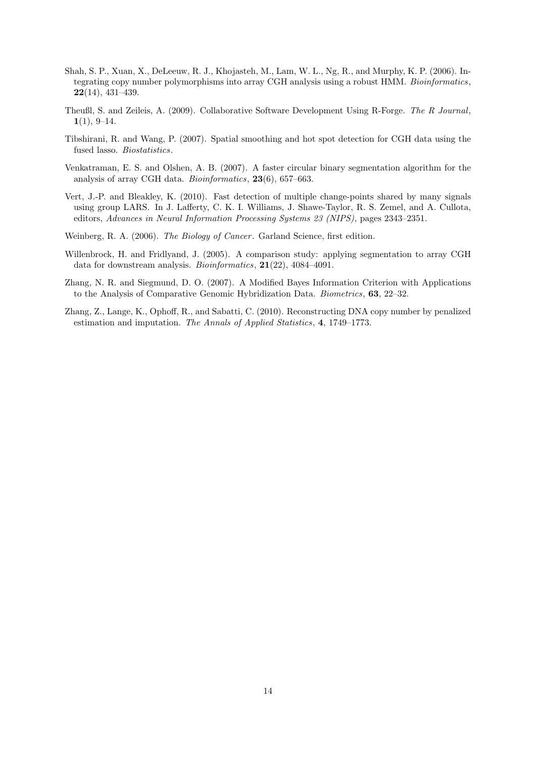Shah, S. P., Xuan, X., DeLeeuw, R. J., Khojasteh, M., Lam, W. L., Ng, R., and Murphy, K. P. (2006). Integrating copy number polymorphisms into array CGH analysis using a robust HMM. *Bioinformatics*, **22**(14), 431–439.

Theußl, S. and Zeileis, A. (2009). Collaborative Software Development Using R-Forge. *The R Journal*, **1**(1), 9–14.

Tibshirani, R. and Wang, P. (2007). Spatial smoothing and hot spot detection for CGH data using the fused lasso. *Biostatistics*.

Venkatraman, E. S. and Olshen, A. B. (2007). A faster circular binary segmentation algorithm for the analysis of array CGH data. *Bioinformatics*, **23**(6), 657–663.

Vert, J.-P. and Bleakley, K. (2010). Fast detection of multiple change-points shared by many signals using group LARS. In J. Lafferty, C. K. I. Williams, J. Shawe-Taylor, R. S. Zemel, and A. Cullota, editors, *Advances in Neural Information Processing Systems 23 (NIPS)*, pages 2343–2351.

Weinberg, R. A. (2006). *The Biology of Cancer*. Garland Science, first edition.

Willenbrock, H. and Fridlyand, J. (2005). A comparison study: applying segmentation to array CGH data for downstream analysis. *Bioinformatics*, **21**(22), 4084–4091.

Zhang, N. R. and Siegmund, D. O. (2007). A Modified Bayes Information Criterion with Applications to the Analysis of Comparative Genomic Hybridization Data. *Biometrics*, **63**, 22–32.

Zhang, Z., Lange, K., Ophoff, R., and Sabatti, C. (2010). Reconstructing DNA copy number by penalized estimation and imputation. *The Annals of Applied Statistics*, **4**, 1749–1773.